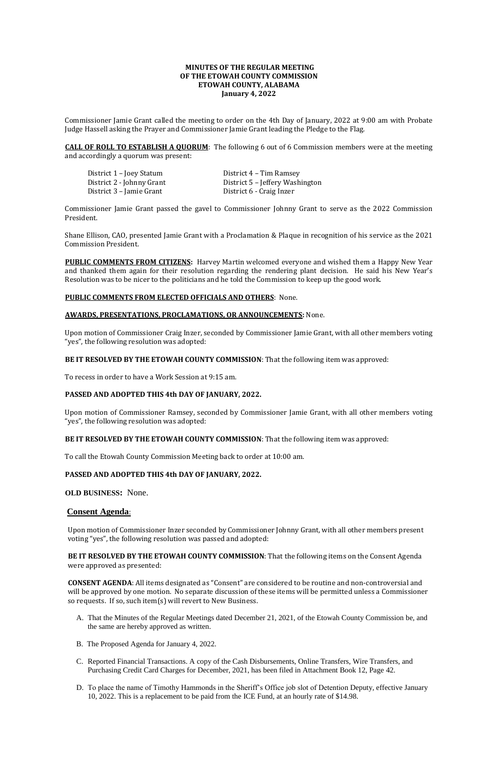**MINUTES OF THE REGULAR MEETING**
**OF THE ETOWAH COUNTY COMMISSION**
**ETOWAH COUNTY, ALABAMA**
**January 4, 2022**

Commissioner Jamie Grant called the meeting to order on the 4th Day of January, 2022 at 9:00 am with Probate Judge Hassell asking the Prayer and Commissioner Jamie Grant leading the Pledge to the Flag.

**CALL OF ROLL TO ESTABLISH A QUORUM**: The following 6 out of 6 Commission members were at the meeting and accordingly a quorum was present:

| | |
|---|---|
| District 1 – Joey Statum | District 4 – Tim Ramsey |
| District 2 - Johnny Grant | District 5 – Jeffery Washington |
| District 3 – Jamie Grant | District 6 - Craig Inzer |

Commissioner Jamie Grant passed the gavel to Commissioner Johnny Grant to serve as the 2022 Commission President.

Shane Ellison, CAO, presented Jamie Grant with a Proclamation & Plaque in recognition of his service as the 2021 Commission President.

**PUBLIC COMMENTS FROM CITIZENS:** Harvey Martin welcomed everyone and wished them a Happy New Year and thanked them again for their resolution regarding the rendering plant decision. He said his New Year's Resolution was to be nicer to the politicians and he told the Commission to keep up the good work.

**PUBLIC COMMENTS FROM ELECTED OFFICIALS AND OTHERS**: None.

**AWARDS, PRESENTATIONS, PROCLAMATIONS, OR ANNOUNCEMENTS:** None.

Upon motion of Commissioner Craig Inzer, seconded by Commissioner Jamie Grant, with all other members voting "yes", the following resolution was adopted:

**BE IT RESOLVED BY THE ETOWAH COUNTY COMMISSION**: That the following item was approved:

To recess in order to have a Work Session at 9:15 am.

**PASSED AND ADOPTED THIS 4th DAY OF JANUARY, 2022.**

Upon motion of Commissioner Ramsey, seconded by Commissioner Jamie Grant, with all other members voting "yes", the following resolution was adopted:

**BE IT RESOLVED BY THE ETOWAH COUNTY COMMISSION**: That the following item was approved:

To call the Etowah County Commission Meeting back to order at 10:00 am.

**PASSED AND ADOPTED THIS 4th DAY OF JANUARY, 2022.**

**OLD BUSINESS:** None.

**Consent Agenda**:

Upon motion of Commissioner Inzer seconded by Commissioner Johnny Grant, with all other members present voting "yes", the following resolution was passed and adopted:

**BE IT RESOLVED BY THE ETOWAH COUNTY COMMISSION**: That the following items on the Consent Agenda were approved as presented:

**CONSENT AGENDA**: All items designated as "Consent" are considered to be routine and non-controversial and will be approved by one motion. No separate discussion of these items will be permitted unless a Commissioner so requests. If so, such item(s) will revert to New Business.

A. That the Minutes of the Regular Meetings dated December 21, 2021, of the Etowah County Commission be, and the same are hereby approved as written.

B. The Proposed Agenda for January 4, 2022.

C. Reported Financial Transactions. A copy of the Cash Disbursements, Online Transfers, Wire Transfers, and Purchasing Credit Card Charges for December, 2021, has been filed in Attachment Book 12, Page 42.

D. To place the name of Timothy Hammonds in the Sheriff's Office job slot of Detention Deputy, effective January 10, 2022. This is a replacement to be paid from the ICE Fund, at an hourly rate of $14.98.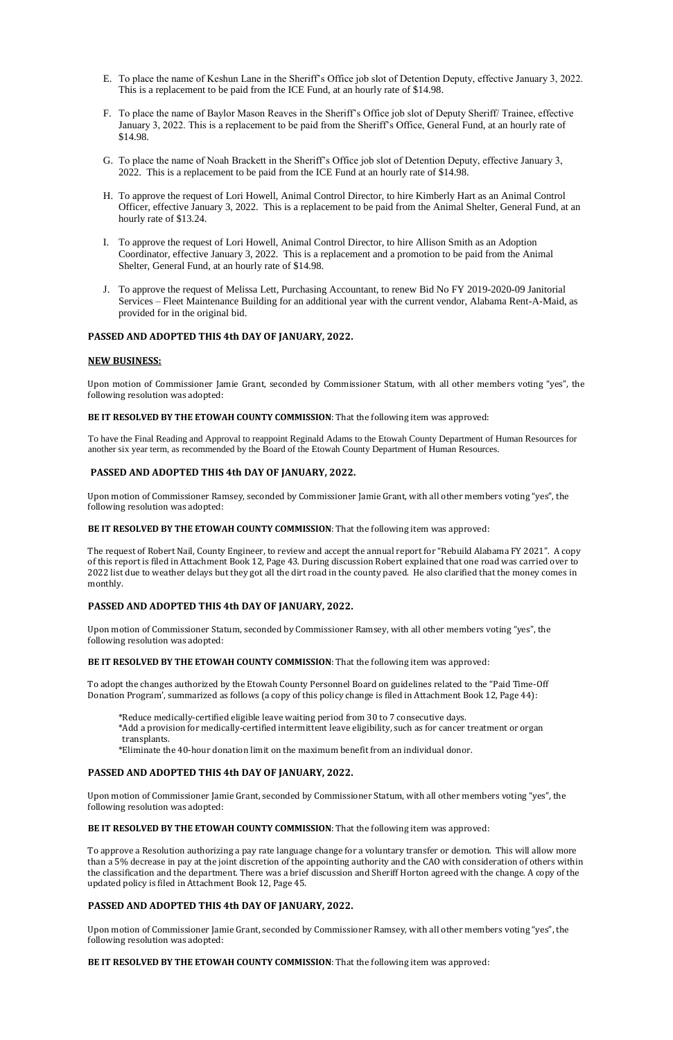E. To place the name of Keshun Lane in the Sheriff's Office job slot of Detention Deputy, effective January 3, 2022. This is a replacement to be paid from the ICE Fund, at an hourly rate of $14.98.

F. To place the name of Baylor Mason Reaves in the Sheriff's Office job slot of Deputy Sheriff/ Trainee, effective January 3, 2022. This is a replacement to be paid from the Sheriff's Office, General Fund, at an hourly rate of $14.98.

G. To place the name of Noah Brackett in the Sheriff's Office job slot of Detention Deputy, effective January 3, 2022. This is a replacement to be paid from the ICE Fund at an hourly rate of $14.98.

H. To approve the request of Lori Howell, Animal Control Director, to hire Kimberly Hart as an Animal Control Officer, effective January 3, 2022. This is a replacement to be paid from the Animal Shelter, General Fund, at an hourly rate of $13.24.

I. To approve the request of Lori Howell, Animal Control Director, to hire Allison Smith as an Adoption Coordinator, effective January 3, 2022. This is a replacement and a promotion to be paid from the Animal Shelter, General Fund, at an hourly rate of $14.98.

J. To approve the request of Melissa Lett, Purchasing Accountant, to renew Bid No FY 2019-2020-09 Janitorial Services – Fleet Maintenance Building for an additional year with the current vendor, Alabama Rent-A-Maid, as provided for in the original bid.

**PASSED AND ADOPTED THIS 4th DAY OF JANUARY, 2022.**

**NEW BUSINESS:**

Upon motion of Commissioner Jamie Grant, seconded by Commissioner Statum, with all other members voting "yes", the following resolution was adopted:

**BE IT RESOLVED BY THE ETOWAH COUNTY COMMISSION**: That the following item was approved:

To have the Final Reading and Approval to reappoint Reginald Adams to the Etowah County Department of Human Resources for another six year term, as recommended by the Board of the Etowah County Department of Human Resources.

**PASSED AND ADOPTED THIS 4th DAY OF JANUARY, 2022.**

Upon motion of Commissioner Ramsey, seconded by Commissioner Jamie Grant, with all other members voting "yes", the following resolution was adopted:

**BE IT RESOLVED BY THE ETOWAH COUNTY COMMISSION**: That the following item was approved:

The request of Robert Nail, County Engineer, to review and accept the annual report for "Rebuild Alabama FY 2021". A copy of this report is filed in Attachment Book 12, Page 43. During discussion Robert explained that one road was carried over to 2022 list due to weather delays but they got all the dirt road in the county paved. He also clarified that the money comes in monthly.

**PASSED AND ADOPTED THIS 4th DAY OF JANUARY, 2022.**

Upon motion of Commissioner Statum, seconded by Commissioner Ramsey, with all other members voting "yes", the following resolution was adopted:

**BE IT RESOLVED BY THE ETOWAH COUNTY COMMISSION**: That the following item was approved:

To adopt the changes authorized by the Etowah County Personnel Board on guidelines related to the "Paid Time-Off Donation Program', summarized as follows (a copy of this policy change is filed in Attachment Book 12, Page 44):

*Reduce medically-certified eligible leave waiting period from 30 to 7 consecutive days.
*Add a provision for medically-certified intermittent leave eligibility, such as for cancer treatment or organ transplants.
*Eliminate the 40-hour donation limit on the maximum benefit from an individual donor.

**PASSED AND ADOPTED THIS 4th DAY OF JANUARY, 2022.**

Upon motion of Commissioner Jamie Grant, seconded by Commissioner Statum, with all other members voting "yes", the following resolution was adopted:

**BE IT RESOLVED BY THE ETOWAH COUNTY COMMISSION**: That the following item was approved:

To approve a Resolution authorizing a pay rate language change for a voluntary transfer or demotion. This will allow more than a 5% decrease in pay at the joint discretion of the appointing authority and the CAO with consideration of others within the classification and the department. There was a brief discussion and Sheriff Horton agreed with the change. A copy of the updated policy is filed in Attachment Book 12, Page 45.

**PASSED AND ADOPTED THIS 4th DAY OF JANUARY, 2022.**

Upon motion of Commissioner Jamie Grant, seconded by Commissioner Ramsey, with all other members voting "yes", the following resolution was adopted:

**BE IT RESOLVED BY THE ETOWAH COUNTY COMMISSION**: That the following item was approved: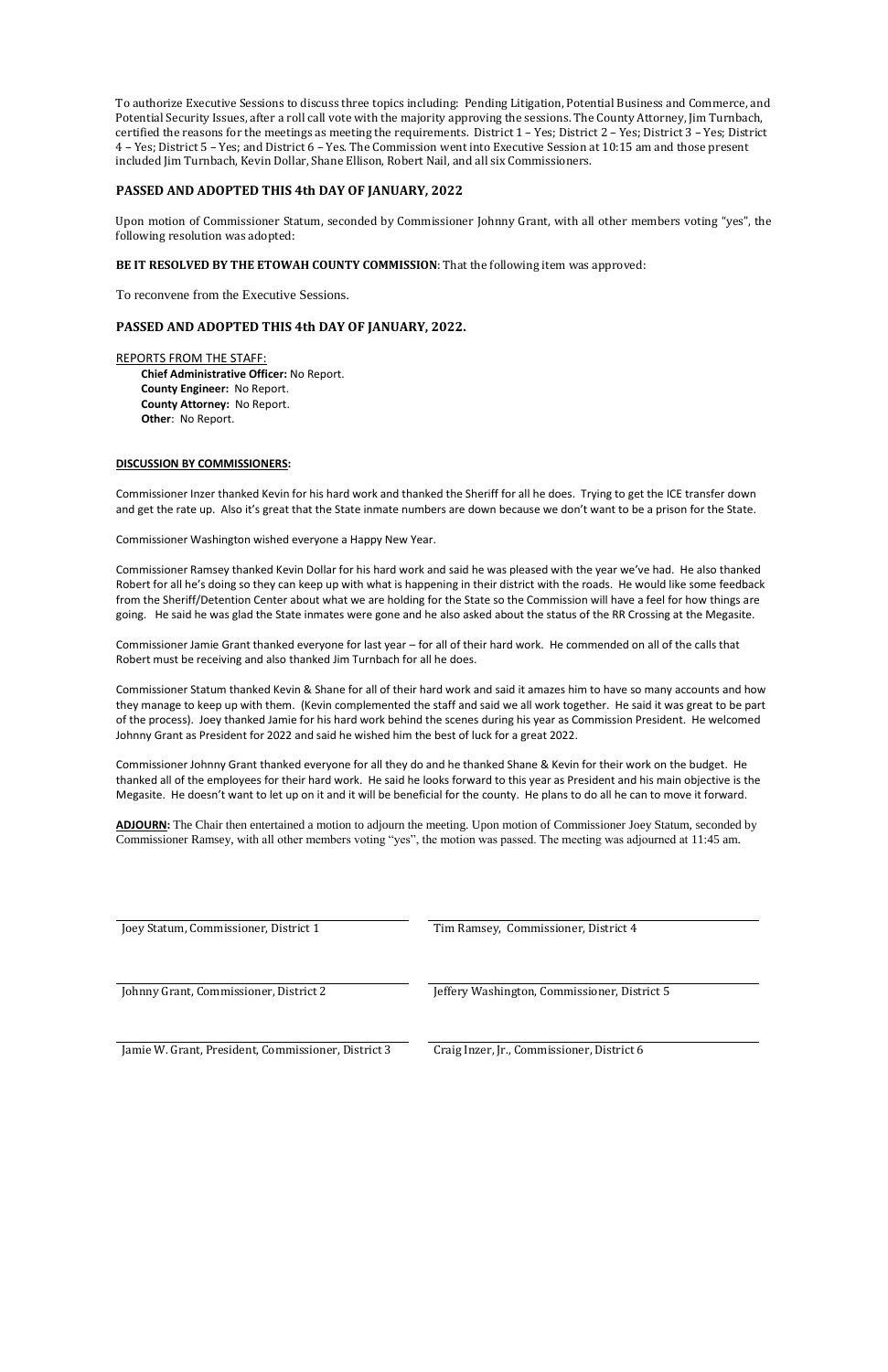To authorize Executive Sessions to discuss three topics including: Pending Litigation, Potential Business and Commerce, and Potential Security Issues, after a roll call vote with the majority approving the sessions. The County Attorney, Jim Turnbach, certified the reasons for the meetings as meeting the requirements. District 1 – Yes; District 2 – Yes; District 3 – Yes; District 4 – Yes; District 5 – Yes; and District 6 – Yes. The Commission went into Executive Session at 10:15 am and those present included Jim Turnbach, Kevin Dollar, Shane Ellison, Robert Nail, and all six Commissioners.

**PASSED AND ADOPTED THIS 4th DAY OF JANUARY, 2022**

Upon motion of Commissioner Statum, seconded by Commissioner Johnny Grant, with all other members voting "yes", the following resolution was adopted:

**BE IT RESOLVED BY THE ETOWAH COUNTY COMMISSION**: That the following item was approved:

To reconvene from the Executive Sessions.

**PASSED AND ADOPTED THIS 4th DAY OF JANUARY, 2022.**

REPORTS FROM THE STAFF:

- **Chief Administrative Officer:** No Report.
- **County Engineer:** No Report.
- **County Attorney:** No Report.
- **Other**: No Report.

**DISCUSSION BY COMMISSIONERS:**

Commissioner Inzer thanked Kevin for his hard work and thanked the Sheriff for all he does. Trying to get the ICE transfer down and get the rate up. Also it's great that the State inmate numbers are down because we don't want to be a prison for the State.

Commissioner Washington wished everyone a Happy New Year.

Commissioner Ramsey thanked Kevin Dollar for his hard work and said he was pleased with the year we've had. He also thanked Robert for all he's doing so they can keep up with what is happening in their district with the roads. He would like some feedback from the Sheriff/Detention Center about what we are holding for the State so the Commission will have a feel for how things are going. He said he was glad the State inmates were gone and he also asked about the status of the RR Crossing at the Megasite.

Commissioner Jamie Grant thanked everyone for last year – for all of their hard work. He commended on all of the calls that Robert must be receiving and also thanked Jim Turnbach for all he does.

Commissioner Statum thanked Kevin & Shane for all of their hard work and said it amazes him to have so many accounts and how they manage to keep up with them. (Kevin complemented the staff and said we all work together. He said it was great to be part of the process). Joey thanked Jamie for his hard work behind the scenes during his year as Commission President. He welcomed Johnny Grant as President for 2022 and said he wished him the best of luck for a great 2022.

Commissioner Johnny Grant thanked everyone for all they do and he thanked Shane & Kevin for their work on the budget. He thanked all of the employees for their hard work. He said he looks forward to this year as President and his main objective is the Megasite. He doesn't want to let up on it and it will be beneficial for the county. He plans to do all he can to move it forward.

**ADJOURN:** The Chair then entertained a motion to adjourn the meeting. Upon motion of Commissioner Joey Statum, seconded by Commissioner Ramsey, with all other members voting "yes", the motion was passed. The meeting was adjourned at 11:45 am.

Joey Statum, Commissioner, District 1

Tim Ramsey, Commissioner, District 4

Johnny Grant, Commissioner, District 2

Jeffery Washington, Commissioner, District 5

Jamie W. Grant, President, Commissioner, District 3

Craig Inzer, Jr., Commissioner, District 6